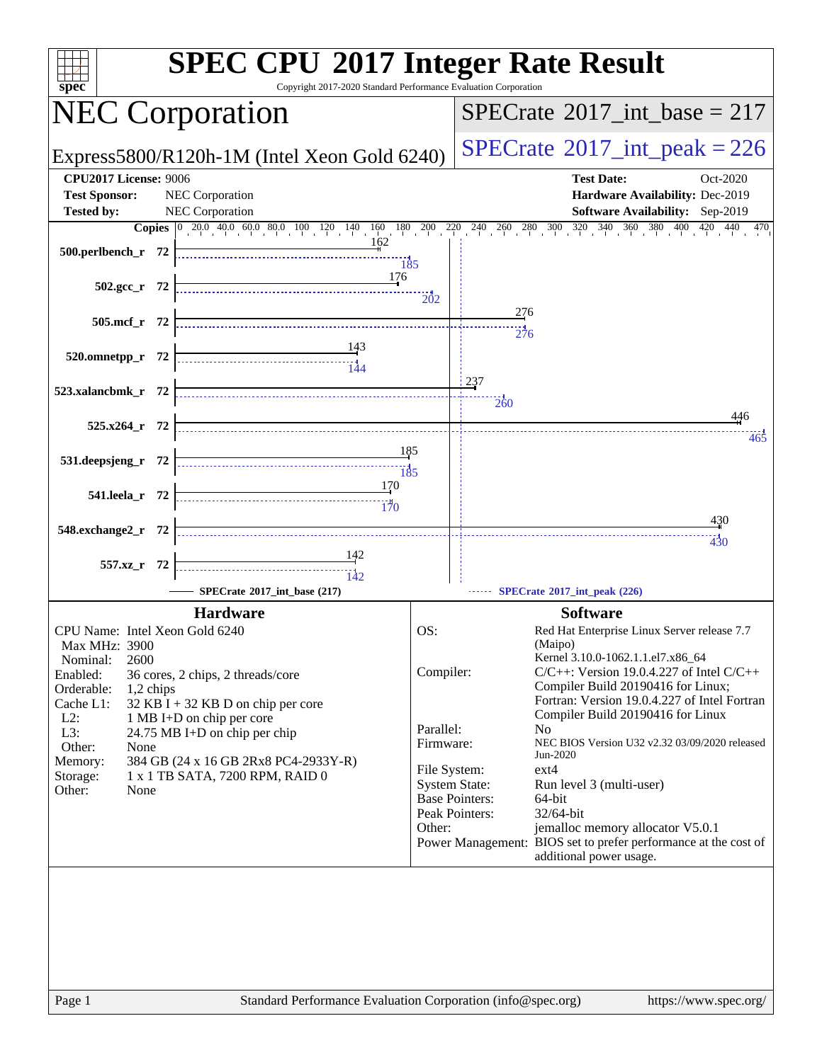# SPEC CPU 2017 Integer Rate Result

Copyright 2017-2020 Standard Performance Evaluation Corporation

## NEC Corporation

Express5800/R120h-1M (Intel Xeon Gold 6240)

**SPECrate 2017_int_base = 217**

**SPECrate 2017_int_peak = 226**

| | | | |
|---|---|---|---|
| **CPU2017 License:** | 9006 | **Test Date:** | Oct-2020 |
| **Test Sponsor:** | NEC Corporation | **Hardware Availability:** | Dec-2019 |
| **Tested by:** | NEC Corporation | **Software Availability:** | Sep-2019 |

| Benchmark | Copies | SPECrate 2017_int_base (217) | SPECrate 2017_int_peak (226) |
|---|---|---|---|
| 500.perlbench_r | 72 | 162 | 185 |
| 502.gcc_r | 72 | 176 | 202 |
| 505.mcf_r | 72 | 276 | 276 |
| 520.omnetpp_r | 72 | 143 | 144 |
| 523.xalancbmk_r | 72 | 237 | 260 |
| 525.x264_r | 72 | 446 | 465 |
| 531.deepsjeng_r | 72 | 185 | 185 |
| 541.leela_r | 72 | 170 | 170 |
| 548.exchange2_r | 72 | 430 | 430 |
| 557.xz_r | 72 | 142 | 142 |

### Hardware

| | |
|---|---|
| CPU Name: | Intel Xeon Gold 6240 |
| Max MHz: | 3900 |
| Nominal: | 2600 |
| Enabled: | 36 cores, 2 chips, 2 threads/core |
| Orderable: | 1,2 chips |
| Cache L1: | 32 KB I + 32 KB D on chip per core |
| L2: | 1 MB I+D on chip per core |
| L3: | 24.75 MB I+D on chip per chip |
| Other: | None |
| Memory: | 384 GB (24 x 16 GB 2Rx8 PC4-2933Y-R) |
| Storage: | 1 x 1 TB SATA, 7200 RPM, RAID 0 |
| Other: | None |

### Software

| | |
|---|---|
| OS: | Red Hat Enterprise Linux Server release 7.7 (Maipo) Kernel 3.10.0-1062.1.1.el7.x86_64 |
| Compiler: | C/C++: Version 19.0.4.227 of Intel C/C++ Compiler Build 20190416 for Linux; Fortran: Version 19.0.4.227 of Intel Fortran Compiler Build 20190416 for Linux |
| Parallel: | No |
| Firmware: | NEC BIOS Version U32 v2.32 03/09/2020 released Jun-2020 |
| File System: | ext4 |
| System State: | Run level 3 (multi-user) |
| Base Pointers: | 64-bit |
| Peak Pointers: | 32/64-bit |
| Other: | jemalloc memory allocator V5.0.1 |
| Power Management: | BIOS set to prefer performance at the cost of additional power usage. |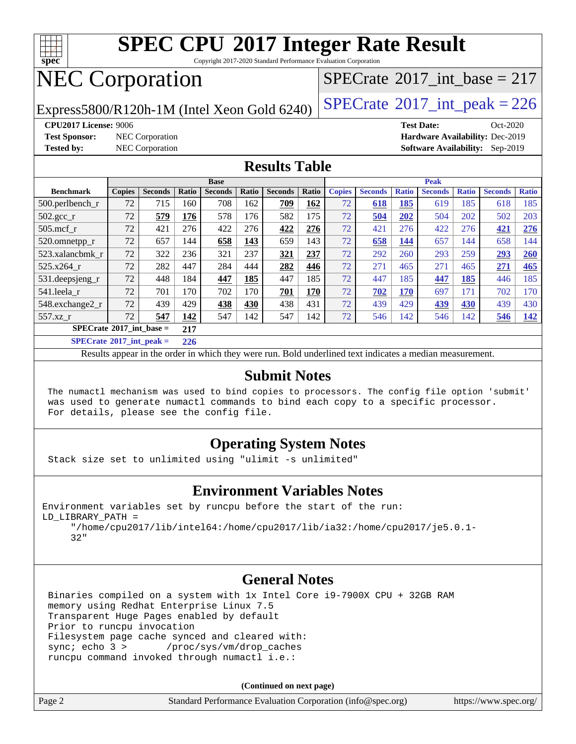# SPEC CPU 2017 Integer Rate Result

Copyright 2017-2020 Standard Performance Evaluation Corporation

# NEC Corporation

Express5800/R120h-1M (Intel Xeon Gold 6240)

SPECrate 2017_int_base = 217

SPECrate 2017_int_peak = 226

**CPU2017 License:** 9006
**Test Sponsor:** NEC Corporation
**Tested by:** NEC Corporation

**Test Date:** Oct-2020
**Hardware Availability:** Dec-2019
**Software Availability:** Sep-2019

## Results Table

| Benchmark | Base | | | | | | | Peak | | | | | | |
|---|---|---|---|---|---|---|---|---|---|---|---|---|---|---|
| | Copies | Seconds | Ratio | Seconds | Ratio | Seconds | Ratio | Copies | Seconds | Ratio | Seconds | Ratio | Seconds | Ratio |
| 500.perlbench_r | 72 | 715 | 160 | 708 | 162 | **709** | **162** | 72 | **618** | **185** | 619 | 185 | 618 | 185 |
| 502.gcc_r | 72 | **579** | **176** | 578 | 176 | 582 | 175 | 72 | **504** | **202** | 504 | 202 | 502 | 203 |
| 505.mcf_r | 72 | 421 | 276 | 422 | 276 | **422** | **276** | 72 | 421 | 276 | 422 | 276 | **421** | **276** |
| 520.omnetpp_r | 72 | 657 | 144 | **658** | **143** | 659 | 143 | 72 | **658** | **144** | 657 | 144 | 658 | 144 |
| 523.xalancbmk_r | 72 | 322 | 236 | 321 | 237 | **321** | **237** | 72 | 292 | 260 | 293 | 259 | **293** | **260** |
| 525.x264_r | 72 | 282 | 447 | 284 | 444 | **282** | **446** | 72 | 271 | 465 | 271 | 465 | **271** | **465** |
| 531.deepsjeng_r | 72 | 448 | 184 | **447** | **185** | 447 | 185 | 72 | 447 | 185 | **447** | **185** | 446 | 185 |
| 541.leela_r | 72 | 701 | 170 | 702 | 170 | **701** | **170** | 72 | **702** | **170** | 697 | 171 | 702 | 170 |
| 548.exchange2_r | 72 | 439 | 429 | **438** | **430** | 438 | 431 | 72 | 439 | 429 | **439** | **430** | 439 | 430 |
| 557.xz_r | 72 | **547** | **142** | 547 | 142 | 547 | 142 | 72 | 546 | 142 | 546 | 142 | **546** | **142** |

**SPECrate 2017_int_base = 217**

**SPECrate 2017_int_peak = 226**

Results appear in the order in which they were run. Bold underlined text indicates a median measurement.

## Submit Notes

```
The numactl mechanism was used to bind copies to processors. The config file option 'submit'
was used to generate numactl commands to bind each copy to a specific processor.
For details, please see the config file.
```

## Operating System Notes

```
Stack size set to unlimited using "ulimit -s unlimited"
```

## Environment Variables Notes

```
Environment variables set by runcpu before the start of the run:
LD_LIBRARY_PATH =
     "/home/cpu2017/lib/intel64:/home/cpu2017/lib/ia32:/home/cpu2017/je5.0.1-
     32"
```

## General Notes

```
Binaries compiled on a system with 1x Intel Core i9-7900X CPU + 32GB RAM
memory using Redhat Enterprise Linux 7.5
Transparent Huge Pages enabled by default
Prior to runcpu invocation
Filesystem page cache synced and cleared with:
sync; echo 3 >       /proc/sys/vm/drop_caches
runcpu command invoked through numactl i.e.:
```

**(Continued on next page)**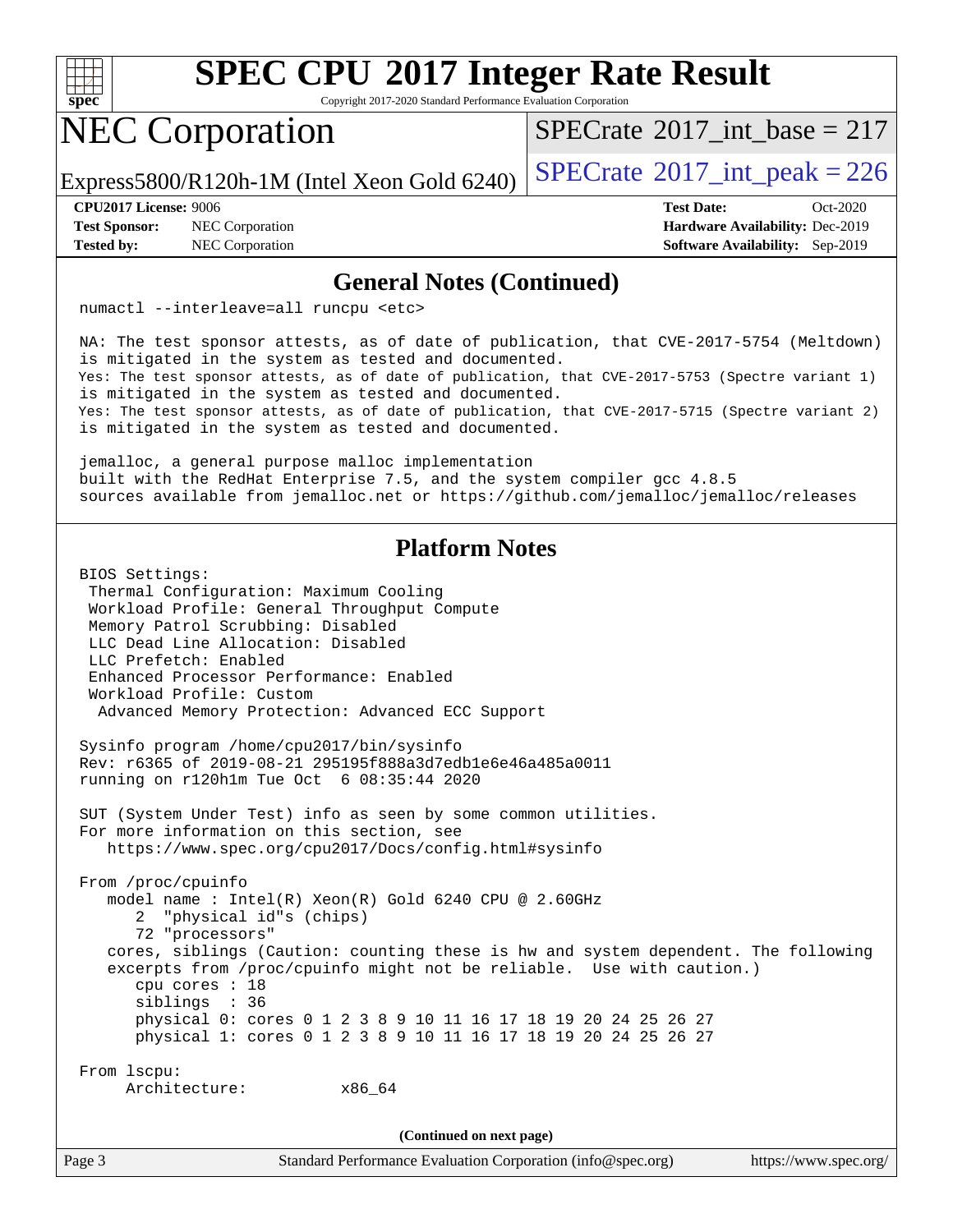## General Notes (Continued)

```
numactl --interleave=all runcpu <etc>

NA: The test sponsor attests, as of date of publication, that CVE-2017-5754 (Meltdown)
is mitigated in the system as tested and documented.
Yes: The test sponsor attests, as of date of publication, that CVE-2017-5753 (Spectre variant 1)
is mitigated in the system as tested and documented.
Yes: The test sponsor attests, as of date of publication, that CVE-2017-5715 (Spectre variant 2)
is mitigated in the system as tested and documented.

jemalloc, a general purpose malloc implementation
built with the RedHat Enterprise 7.5, and the system compiler gcc 4.8.5
sources available from jemalloc.net or https://github.com/jemalloc/jemalloc/releases
```

## Platform Notes

```
BIOS Settings:
 Thermal Configuration: Maximum Cooling
 Workload Profile: General Throughput Compute
 Memory Patrol Scrubbing: Disabled
 LLC Dead Line Allocation: Disabled
 LLC Prefetch: Enabled
 Enhanced Processor Performance: Enabled
 Workload Profile: Custom
  Advanced Memory Protection: Advanced ECC Support

Sysinfo program /home/cpu2017/bin/sysinfo
Rev: r6365 of 2019-08-21 295195f888a3d7edb1e6e46a485a0011
running on r120h1m Tue Oct  6 08:35:44 2020

SUT (System Under Test) info as seen by some common utilities.
For more information on this section, see
   https://www.spec.org/cpu2017/Docs/config.html#sysinfo

From /proc/cpuinfo
   model name : Intel(R) Xeon(R) Gold 6240 CPU @ 2.60GHz
      2  "physical id"s (chips)
      72 "processors"
   cores, siblings (Caution: counting these is hw and system dependent. The following
   excerpts from /proc/cpuinfo might not be reliable.  Use with caution.)
      cpu cores : 18
      siblings  : 36
      physical 0: cores 0 1 2 3 8 9 10 11 16 17 18 19 20 24 25 26 27
      physical 1: cores 0 1 2 3 8 9 10 11 16 17 18 19 20 24 25 26 27

From lscpu:
     Architecture:          x86_64
```

(Continued on next page)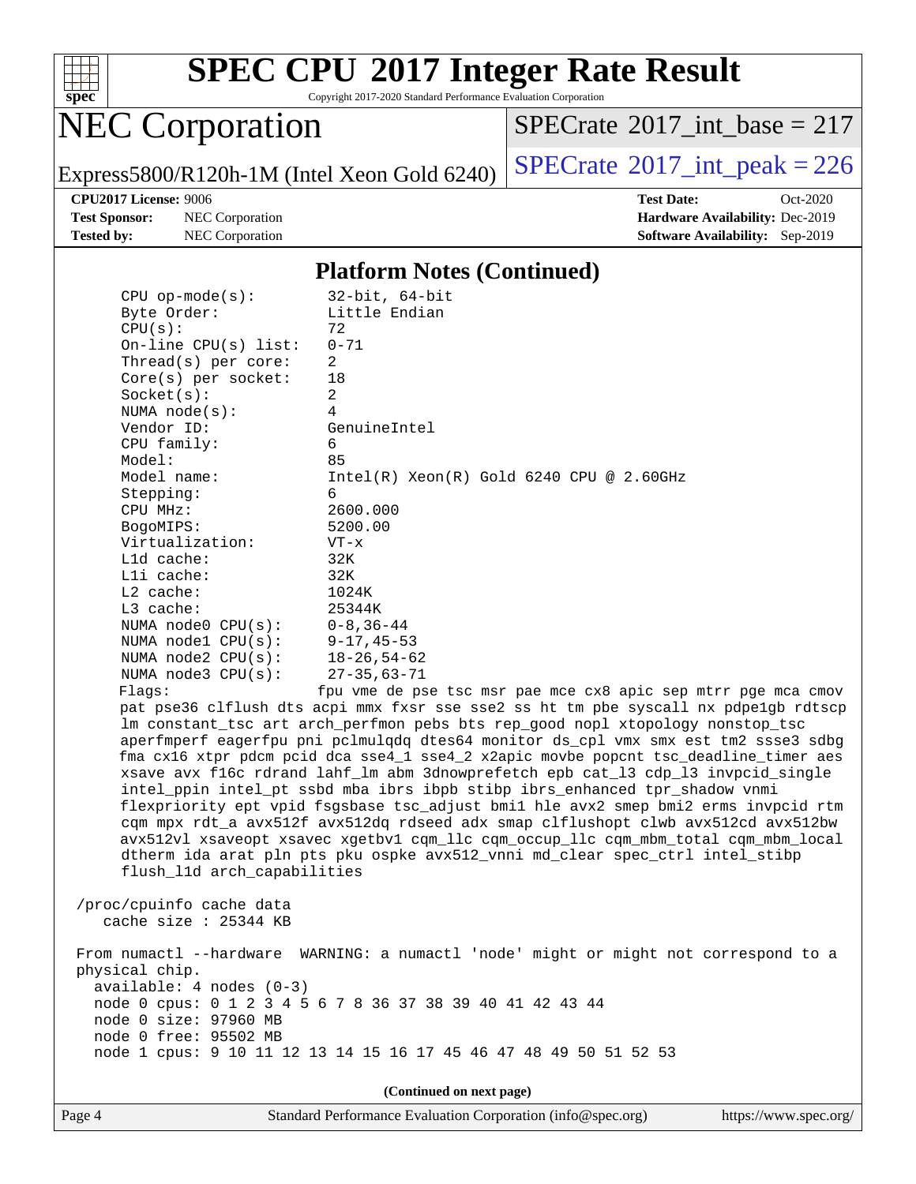# SPEC CPU 2017 Integer Rate Result

Copyright 2017-2020 Standard Performance Evaluation Corporation

## NEC Corporation

Express5800/R120h-1M (Intel Xeon Gold 6240)

SPECrate 2017_int_base = 217

SPECrate 2017_int_peak = 226

**CPU2017 License:** 9006
**Test Sponsor:** NEC Corporation
**Tested by:** NEC Corporation

**Test Date:** Oct-2020
**Hardware Availability:** Dec-2019
**Software Availability:** Sep-2019

### Platform Notes (Continued)

```
    CPU op-mode(s):        32-bit, 64-bit
    Byte Order:            Little Endian
    CPU(s):                72
    On-line CPU(s) list:   0-71
    Thread(s) per core:    2
    Core(s) per socket:    18
    Socket(s):             2
    NUMA node(s):          4
    Vendor ID:             GenuineIntel
    CPU family:            6
    Model:                 85
    Model name:            Intel(R) Xeon(R) Gold 6240 CPU @ 2.60GHz
    Stepping:              6
    CPU MHz:               2600.000
    BogoMIPS:              5200.00
    Virtualization:        VT-x
    L1d cache:             32K
    L1i cache:             32K
    L2 cache:              1024K
    L3 cache:              25344K
    NUMA node0 CPU(s):     0-8,36-44
    NUMA node1 CPU(s):     9-17,45-53
    NUMA node2 CPU(s):     18-26,54-62
    NUMA node3 CPU(s):     27-35,63-71
    Flags:                 fpu vme de pse tsc msr pae mce cx8 apic sep mtrr pge mca cmov
    pat pse36 clflush dts acpi mmx fxsr sse sse2 ss ht tm pbe syscall nx pdpe1gb rdtscp
    lm constant_tsc art arch_perfmon pebs bts rep_good nopl xtopology nonstop_tsc
    aperfmperf eagerfpu pni pclmulqdq dtes64 monitor ds_cpl vmx smx est tm2 ssse3 sdbg
    fma cx16 xtpr pdcm pcid dca sse4_1 sse4_2 x2apic movbe popcnt tsc_deadline_timer aes
    xsave avx f16c rdrand lahf_lm abm 3dnowprefetch epb cat_l3 cdp_l3 invpcid_single
    intel_ppin intel_pt ssbd mba ibrs ibpb stibp ibrs_enhanced tpr_shadow vnmi
    flexpriority ept vpid fsgsbase tsc_adjust bmi1 hle avx2 smep bmi2 erms invpcid rtm
    cqm mpx rdt_a avx512f avx512dq rdseed adx smap clflushopt clwb avx512cd avx512bw
    avx512vl xsaveopt xsavec xgetbv1 cqm_llc cqm_occup_llc cqm_mbm_total cqm_mbm_local
    dtherm ida arat pln pts pku ospke avx512_vnni md_clear spec_ctrl intel_stibp
    flush_l1d arch_capabilities

 /proc/cpuinfo cache data
    cache size : 25344 KB

 From numactl --hardware  WARNING: a numactl 'node' might or might not correspond to a
 physical chip.
   available: 4 nodes (0-3)
   node 0 cpus: 0 1 2 3 4 5 6 7 8 36 37 38 39 40 41 42 43 44
   node 0 size: 97960 MB
   node 0 free: 95502 MB
   node 1 cpus: 9 10 11 12 13 14 15 16 17 45 46 47 48 49 50 51 52 53
```

(Continued on next page)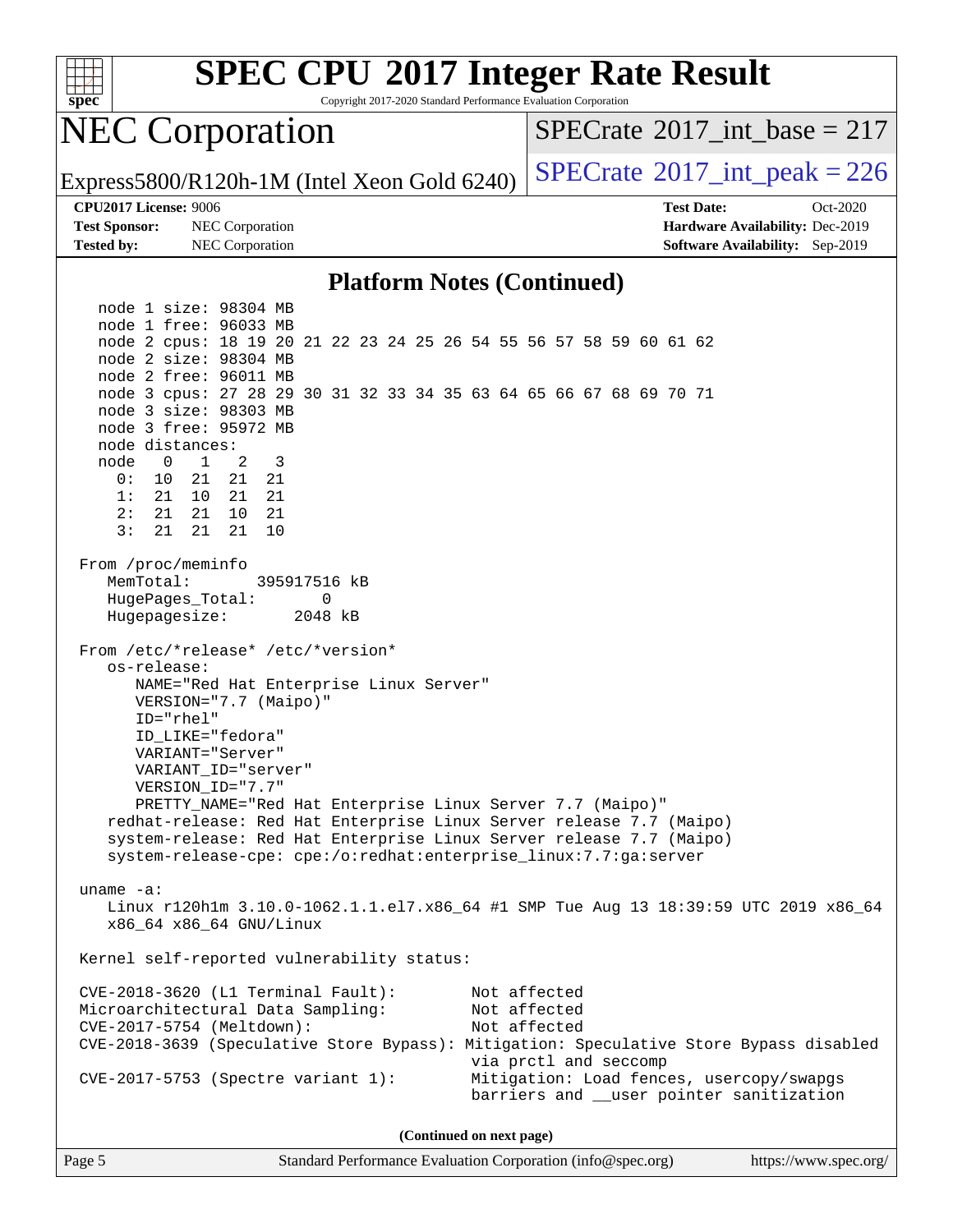# SPEC CPU 2017 Integer Rate Result

Copyright 2017-2020 Standard Performance Evaluation Corporation

# NEC Corporation

Express5800/R120h-1M (Intel Xeon Gold 6240)

SPECrate 2017_int_base = 217

SPECrate 2017_int_peak = 226

**CPU2017 License:** 9006
**Test Sponsor:** NEC Corporation
**Tested by:** NEC Corporation

**Test Date:** Oct-2020
**Hardware Availability:** Dec-2019
**Software Availability:** Sep-2019

## Platform Notes (Continued)

```
    node 1 size: 98304 MB
    node 1 free: 96033 MB
    node 2 cpus: 18 19 20 21 22 23 24 25 26 54 55 56 57 58 59 60 61 62
    node 2 size: 98304 MB
    node 2 free: 96011 MB
    node 3 cpus: 27 28 29 30 31 32 33 34 35 63 64 65 66 67 68 69 70 71
    node 3 size: 98303 MB
    node 3 free: 95972 MB
    node distances:
    node   0   1   2   3
      0:  10  21  21  21
      1:  21  10  21  21
      2:  21  21  10  21
      3:  21  21  21  10

 From /proc/meminfo
    MemTotal:       395917516 kB
    HugePages_Total:       0
    Hugepagesize:       2048 kB

 From /etc/*release* /etc/*version*
    os-release:
       NAME="Red Hat Enterprise Linux Server"
       VERSION="7.7 (Maipo)"
       ID="rhel"
       ID_LIKE="fedora"
       VARIANT="Server"
       VARIANT_ID="server"
       VERSION_ID="7.7"
       PRETTY_NAME="Red Hat Enterprise Linux Server 7.7 (Maipo)"
    redhat-release: Red Hat Enterprise Linux Server release 7.7 (Maipo)
    system-release: Red Hat Enterprise Linux Server release 7.7 (Maipo)
    system-release-cpe: cpe:/o:redhat:enterprise_linux:7.7:ga:server

 uname -a:
    Linux r120h1m 3.10.0-1062.1.1.el7.x86_64 #1 SMP Tue Aug 13 18:39:59 UTC 2019 x86_64
    x86_64 x86_64 GNU/Linux

 Kernel self-reported vulnerability status:

 CVE-2018-3620 (L1 Terminal Fault):        Not affected
 Microarchitectural Data Sampling:         Not affected
 CVE-2017-5754 (Meltdown):                 Not affected
 CVE-2018-3639 (Speculative Store Bypass): Mitigation: Speculative Store Bypass disabled
                                           via prctl and seccomp
 CVE-2017-5753 (Spectre variant 1):        Mitigation: Load fences, usercopy/swapgs
                                           barriers and __user pointer sanitization
```

**(Continued on next page)**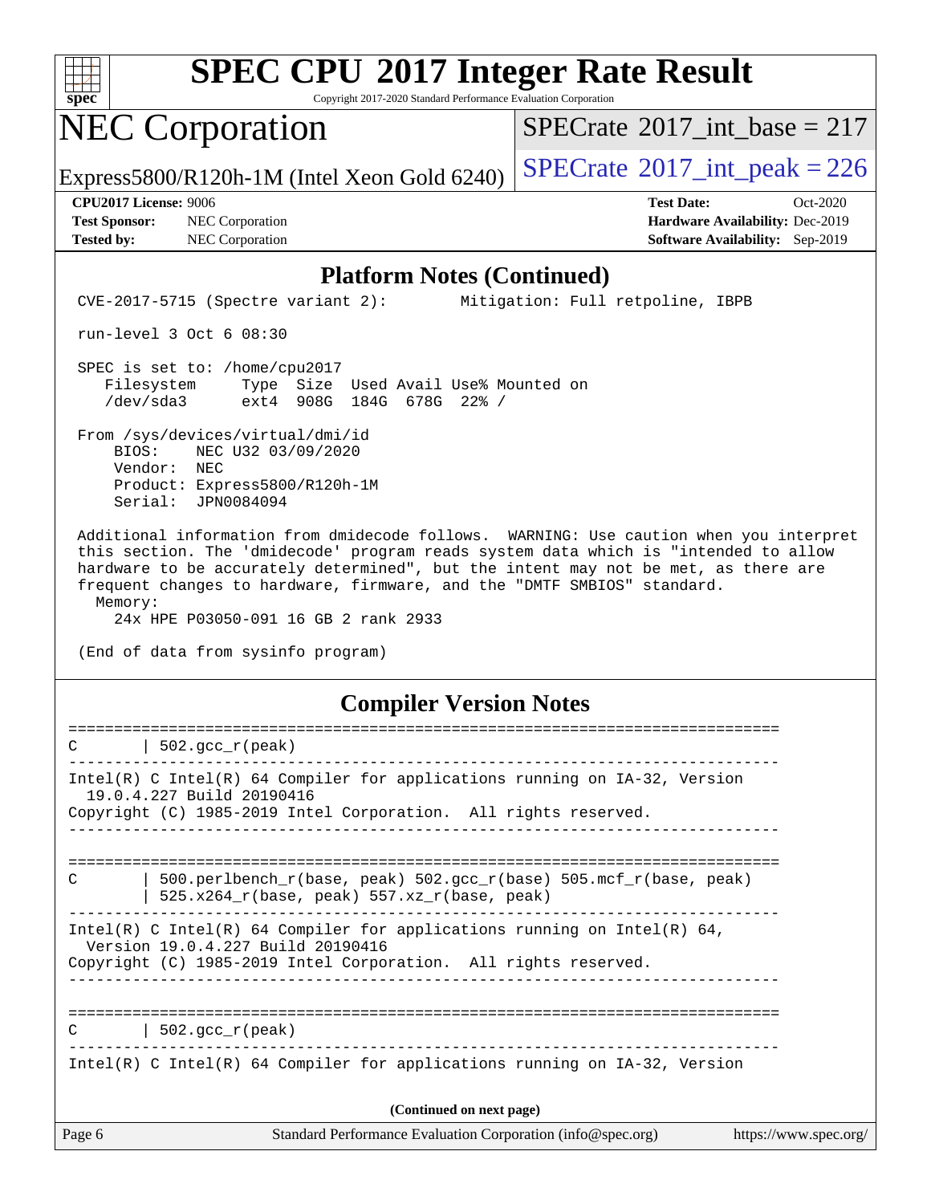# SPEC CPU 2017 Integer Rate Result

Copyright 2017-2020 Standard Performance Evaluation Corporation

## NEC Corporation

Express5800/R120h-1M (Intel Xeon Gold 6240)

SPECrate 2017_int_base = 217

SPECrate 2017_int_peak = 226

**CPU2017 License:** 9006
**Test Sponsor:** NEC Corporation
**Tested by:** NEC Corporation

**Test Date:** Oct-2020
**Hardware Availability:** Dec-2019
**Software Availability:** Sep-2019

### Platform Notes (Continued)

```
 CVE-2017-5715 (Spectre variant 2):        Mitigation: Full retpoline, IBPB

 run-level 3 Oct 6 08:30

 SPEC is set to: /home/cpu2017
    Filesystem     Type  Size  Used Avail Use% Mounted on
    /dev/sda3      ext4  908G  184G  678G  22% /

 From /sys/devices/virtual/dmi/id
     BIOS:    NEC U32 03/09/2020
     Vendor:  NEC
     Product: Express5800/R120h-1M
     Serial:  JPN0084094

 Additional information from dmidecode follows.  WARNING: Use caution when you interpret
 this section. The 'dmidecode' program reads system data which is "intended to allow
 hardware to be accurately determined", but the intent may not be met, as there are
 frequent changes to hardware, firmware, and the "DMTF SMBIOS" standard.
   Memory:
     24x HPE P03050-091 16 GB 2 rank 2933

 (End of data from sysinfo program)
```

### Compiler Version Notes

```
==============================================================================
C       | 502.gcc_r(peak)
------------------------------------------------------------------------------
Intel(R) C Intel(R) 64 Compiler for applications running on IA-32, Version
  19.0.4.227 Build 20190416
Copyright (C) 1985-2019 Intel Corporation.  All rights reserved.
------------------------------------------------------------------------------

==============================================================================
C       | 500.perlbench_r(base, peak) 502.gcc_r(base) 505.mcf_r(base, peak)
        | 525.x264_r(base, peak) 557.xz_r(base, peak)
------------------------------------------------------------------------------
Intel(R) C Intel(R) 64 Compiler for applications running on Intel(R) 64,
  Version 19.0.4.227 Build 20190416
Copyright (C) 1985-2019 Intel Corporation.  All rights reserved.
------------------------------------------------------------------------------

==============================================================================
C       | 502.gcc_r(peak)
------------------------------------------------------------------------------
Intel(R) C Intel(R) 64 Compiler for applications running on IA-32, Version
```

(Continued on next page)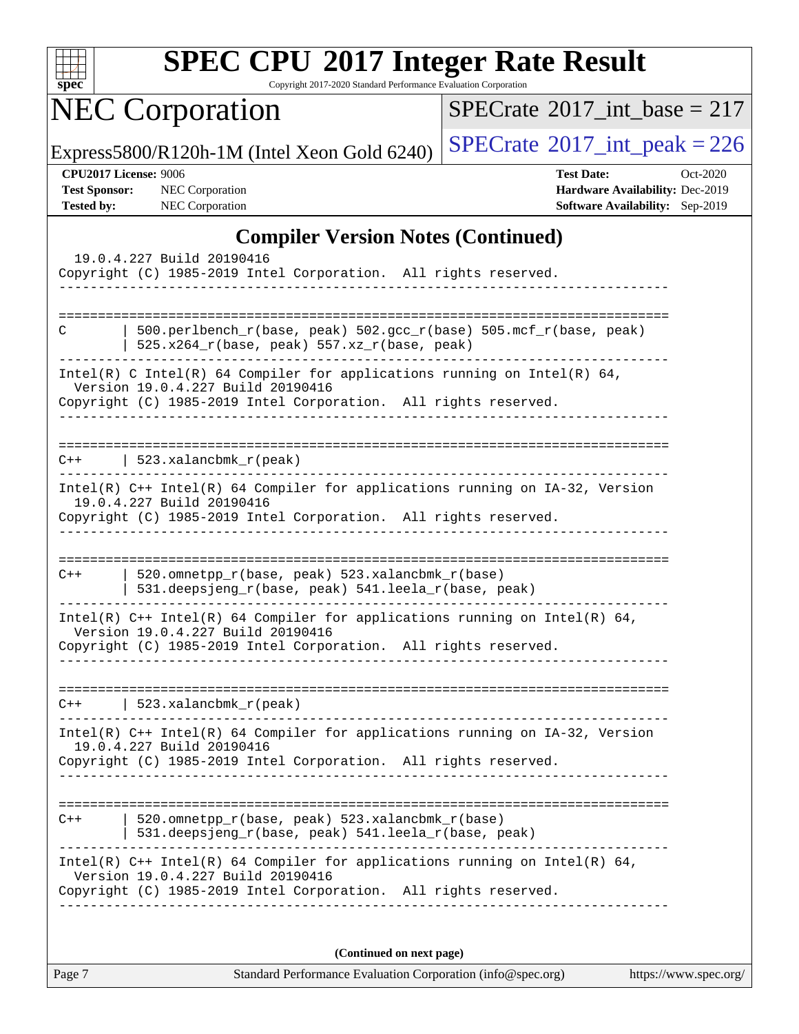## Compiler Version Notes (Continued)

```
  19.0.4.227 Build 20190416
Copyright (C) 1985-2019 Intel Corporation.  All rights reserved.
------------------------------------------------------------------------------

==============================================================================
C       | 500.perlbench_r(base, peak) 502.gcc_r(base) 505.mcf_r(base, peak)
        | 525.x264_r(base, peak) 557.xz_r(base, peak)
------------------------------------------------------------------------------
Intel(R) C Intel(R) 64 Compiler for applications running on Intel(R) 64,
  Version 19.0.4.227 Build 20190416
Copyright (C) 1985-2019 Intel Corporation.  All rights reserved.
------------------------------------------------------------------------------

==============================================================================
C++     | 523.xalancbmk_r(peak)
------------------------------------------------------------------------------
Intel(R) C++ Intel(R) 64 Compiler for applications running on IA-32, Version
  19.0.4.227 Build 20190416
Copyright (C) 1985-2019 Intel Corporation.  All rights reserved.
------------------------------------------------------------------------------

==============================================================================
C++     | 520.omnetpp_r(base, peak) 523.xalancbmk_r(base)
        | 531.deepsjeng_r(base, peak) 541.leela_r(base, peak)
------------------------------------------------------------------------------
Intel(R) C++ Intel(R) 64 Compiler for applications running on Intel(R) 64,
  Version 19.0.4.227 Build 20190416
Copyright (C) 1985-2019 Intel Corporation.  All rights reserved.
------------------------------------------------------------------------------

==============================================================================
C++     | 523.xalancbmk_r(peak)
------------------------------------------------------------------------------
Intel(R) C++ Intel(R) 64 Compiler for applications running on IA-32, Version
  19.0.4.227 Build 20190416
Copyright (C) 1985-2019 Intel Corporation.  All rights reserved.
------------------------------------------------------------------------------

==============================================================================
C++     | 520.omnetpp_r(base, peak) 523.xalancbmk_r(base)
        | 531.deepsjeng_r(base, peak) 541.leela_r(base, peak)
------------------------------------------------------------------------------
Intel(R) C++ Intel(R) 64 Compiler for applications running on Intel(R) 64,
  Version 19.0.4.227 Build 20190416
Copyright (C) 1985-2019 Intel Corporation.  All rights reserved.
------------------------------------------------------------------------------
```

**(Continued on next page)**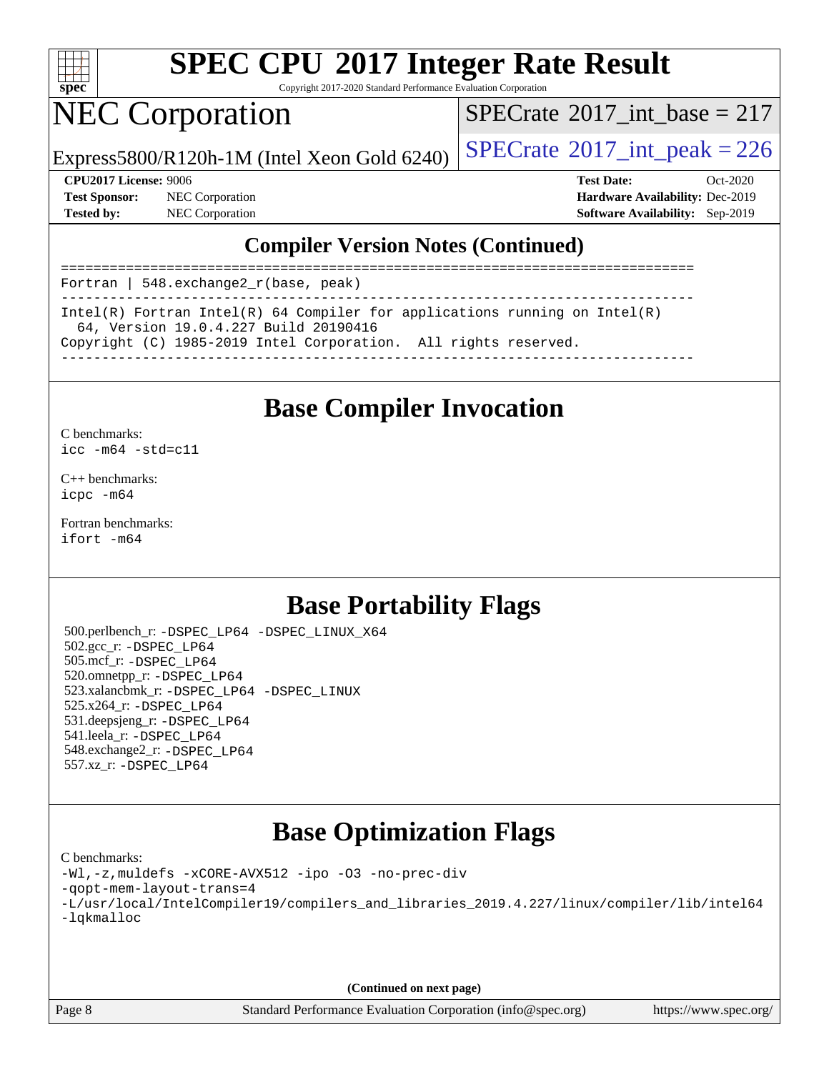# SPEC CPU 2017 Integer Rate Result

Copyright 2017-2020 Standard Performance Evaluation Corporation

# NEC Corporation

Express5800/R120h-1M (Intel Xeon Gold 6240)

SPECrate 2017_int_base = 217

SPECrate 2017_int_peak = 226

**CPU2017 License:** 9006
**Test Sponsor:** NEC Corporation
**Tested by:** NEC Corporation

**Test Date:** Oct-2020
**Hardware Availability:** Dec-2019
**Software Availability:** Sep-2019

## Compiler Version Notes (Continued)

```
==============================================================================
Fortran | 548.exchange2_r(base, peak)
------------------------------------------------------------------------------
Intel(R) Fortran Intel(R) 64 Compiler for applications running on Intel(R)
  64, Version 19.0.4.227 Build 20190416
Copyright (C) 1985-2019 Intel Corporation.  All rights reserved.
------------------------------------------------------------------------------
```

## Base Compiler Invocation

C benchmarks:
`icc -m64 -std=c11`

C++ benchmarks:
`icpc -m64`

Fortran benchmarks:
`ifort -m64`

## Base Portability Flags

500.perlbench_r: `-DSPEC_LP64 -DSPEC_LINUX_X64`
502.gcc_r: `-DSPEC_LP64`
505.mcf_r: `-DSPEC_LP64`
520.omnetpp_r: `-DSPEC_LP64`
523.xalancbmk_r: `-DSPEC_LP64 -DSPEC_LINUX`
525.x264_r: `-DSPEC_LP64`
531.deepsjeng_r: `-DSPEC_LP64`
541.leela_r: `-DSPEC_LP64`
548.exchange2_r: `-DSPEC_LP64`
557.xz_r: `-DSPEC_LP64`

## Base Optimization Flags

C benchmarks:

```
-Wl,-z,muldefs -xCORE-AVX512 -ipo -O3 -no-prec-div
-qopt-mem-layout-trans=4
-L/usr/local/IntelCompiler19/compilers_and_libraries_2019.4.227/linux/compiler/lib/intel64
-lqkmalloc
```

**(Continued on next page)**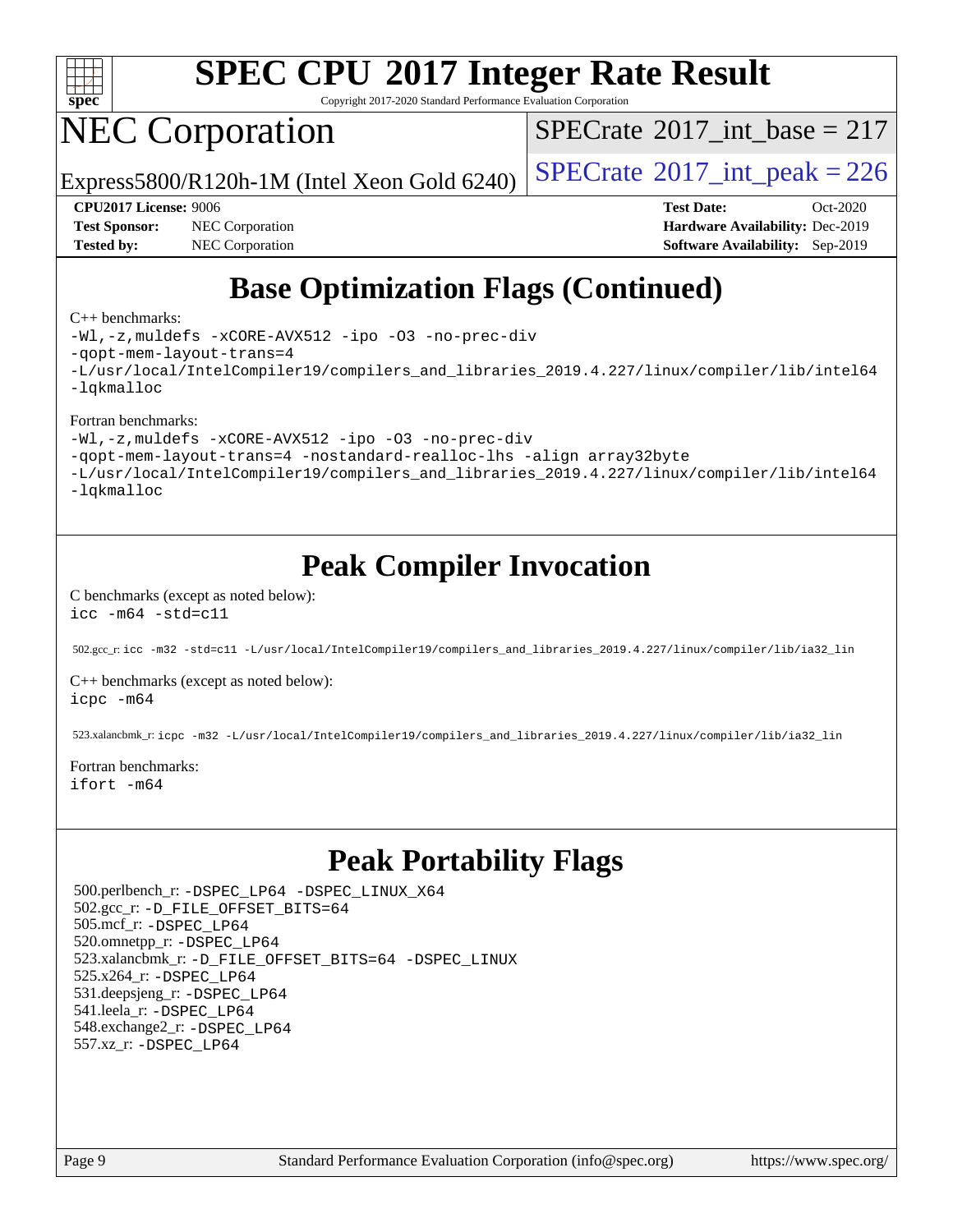# SPEC CPU 2017 Integer Rate Result

Copyright 2017-2020 Standard Performance Evaluation Corporation

# NEC Corporation

Express5800/R120h-1M (Intel Xeon Gold 6240)

SPECrate 2017_int_base = 217

SPECrate 2017_int_peak = 226

**CPU2017 License:** 9006
**Test Sponsor:** NEC Corporation
**Tested by:** NEC Corporation

**Test Date:** Oct-2020
**Hardware Availability:** Dec-2019
**Software Availability:** Sep-2019

## Base Optimization Flags (Continued)

C++ benchmarks:

```
-Wl,-z,muldefs -xCORE-AVX512 -ipo -O3 -no-prec-div
-qopt-mem-layout-trans=4
-L/usr/local/IntelCompiler19/compilers_and_libraries_2019.4.227/linux/compiler/lib/intel64
-lqkmalloc
```

Fortran benchmarks:

```
-Wl,-z,muldefs -xCORE-AVX512 -ipo -O3 -no-prec-div
-qopt-mem-layout-trans=4 -nostandard-realloc-lhs -align array32byte
-L/usr/local/IntelCompiler19/compilers_and_libraries_2019.4.227/linux/compiler/lib/intel64
-lqkmalloc
```

## Peak Compiler Invocation

C benchmarks (except as noted below):

```
icc -m64 -std=c11
```

502.gcc_r: `icc -m32 -std=c11 -L/usr/local/IntelCompiler19/compilers_and_libraries_2019.4.227/linux/compiler/lib/ia32_lin`

C++ benchmarks (except as noted below):

```
icpc -m64
```

523.xalancbmk_r: `icpc -m32 -L/usr/local/IntelCompiler19/compilers_and_libraries_2019.4.227/linux/compiler/lib/ia32_lin`

Fortran benchmarks:

```
ifort -m64
```

## Peak Portability Flags

500.perlbench_r: -DSPEC_LP64 -DSPEC_LINUX_X64
502.gcc_r: -D_FILE_OFFSET_BITS=64
505.mcf_r: -DSPEC_LP64
520.omnetpp_r: -DSPEC_LP64
523.xalancbmk_r: -D_FILE_OFFSET_BITS=64 -DSPEC_LINUX
525.x264_r: -DSPEC_LP64
531.deepsjeng_r: -DSPEC_LP64
541.leela_r: -DSPEC_LP64
548.exchange2_r: -DSPEC_LP64
557.xz_r: -DSPEC_LP64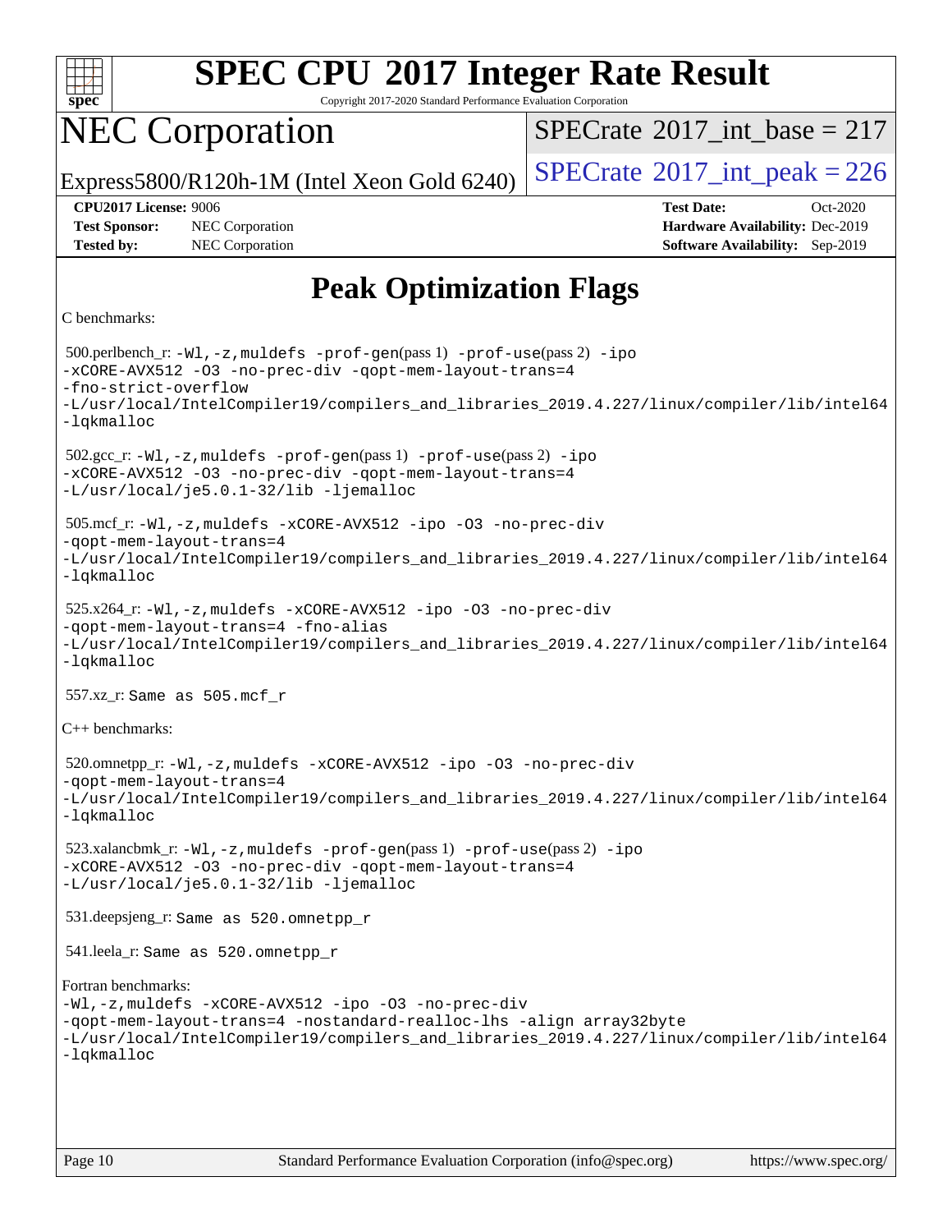# SPEC CPU 2017 Integer Rate Result

Copyright 2017-2020 Standard Performance Evaluation Corporation

## NEC Corporation

Express5800/R120h-1M (Intel Xeon Gold 6240)

SPECrate 2017_int_base = 217

SPECrate 2017_int_peak = 226

**CPU2017 License:** 9006
**Test Sponsor:** NEC Corporation
**Tested by:** NEC Corporation

**Test Date:** Oct-2020
**Hardware Availability:** Dec-2019
**Software Availability:** Sep-2019

# Peak Optimization Flags

C benchmarks:

500.perlbench_r: `-Wl,-z,muldefs -prof-gen(pass 1) -prof-use(pass 2) -ipo -xCORE-AVX512 -O3 -no-prec-div -qopt-mem-layout-trans=4 -fno-strict-overflow -L/usr/local/IntelCompiler19/compilers_and_libraries_2019.4.227/linux/compiler/lib/intel64 -lqkmalloc`

502.gcc_r: `-Wl,-z,muldefs -prof-gen(pass 1) -prof-use(pass 2) -ipo -xCORE-AVX512 -O3 -no-prec-div -qopt-mem-layout-trans=4 -L/usr/local/je5.0.1-32/lib -ljemalloc`

505.mcf_r: `-Wl,-z,muldefs -xCORE-AVX512 -ipo -O3 -no-prec-div -qopt-mem-layout-trans=4 -L/usr/local/IntelCompiler19/compilers_and_libraries_2019.4.227/linux/compiler/lib/intel64 -lqkmalloc`

525.x264_r: `-Wl,-z,muldefs -xCORE-AVX512 -ipo -O3 -no-prec-div -qopt-mem-layout-trans=4 -fno-alias -L/usr/local/IntelCompiler19/compilers_and_libraries_2019.4.227/linux/compiler/lib/intel64 -lqkmalloc`

557.xz_r: Same as 505.mcf_r

C++ benchmarks:

520.omnetpp_r: `-Wl,-z,muldefs -xCORE-AVX512 -ipo -O3 -no-prec-div -qopt-mem-layout-trans=4 -L/usr/local/IntelCompiler19/compilers_and_libraries_2019.4.227/linux/compiler/lib/intel64 -lqkmalloc`

523.xalancbmk_r: `-Wl,-z,muldefs -prof-gen(pass 1) -prof-use(pass 2) -ipo -xCORE-AVX512 -O3 -no-prec-div -qopt-mem-layout-trans=4 -L/usr/local/je5.0.1-32/lib -ljemalloc`

531.deepsjeng_r: Same as 520.omnetpp_r

541.leela_r: Same as 520.omnetpp_r

Fortran benchmarks:

`-Wl,-z,muldefs -xCORE-AVX512 -ipo -O3 -no-prec-div -qopt-mem-layout-trans=4 -nostandard-realloc-lhs -align array32byte -L/usr/local/IntelCompiler19/compilers_and_libraries_2019.4.227/linux/compiler/lib/intel64 -lqkmalloc`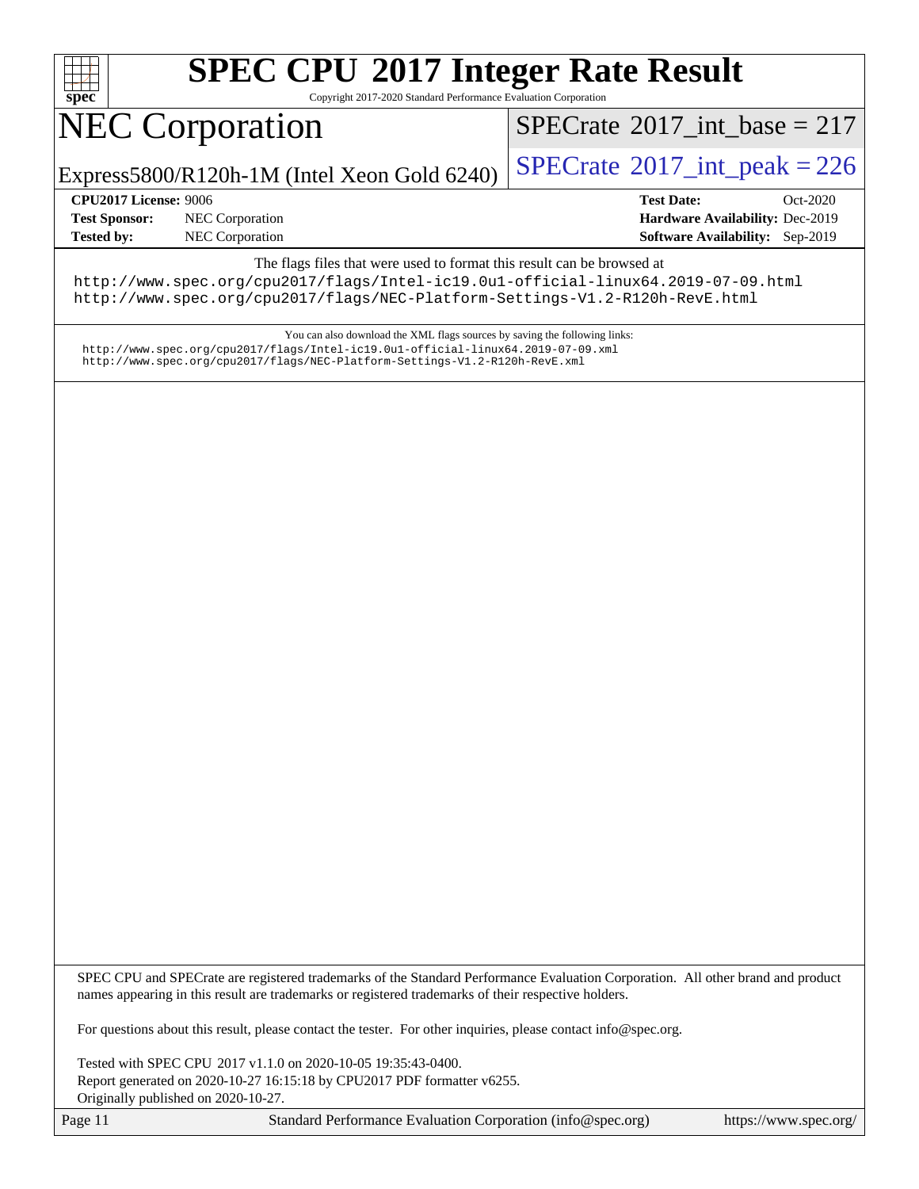The flags files that were used to format this result can be browsed at

http://www.spec.org/cpu2017/flags/Intel-ic19.0u1-official-linux64.2019-07-09.html
http://www.spec.org/cpu2017/flags/NEC-Platform-Settings-V1.2-R120h-RevE.html

You can also download the XML flags sources by saving the following links:

http://www.spec.org/cpu2017/flags/Intel-ic19.0u1-official-linux64.2019-07-09.xml
http://www.spec.org/cpu2017/flags/NEC-Platform-Settings-V1.2-R120h-RevE.xml

SPEC CPU and SPECrate are registered trademarks of the Standard Performance Evaluation Corporation. All other brand and product names appearing in this result are trademarks or registered trademarks of their respective holders.

For questions about this result, please contact the tester. For other inquiries, please contact info@spec.org.

Tested with SPEC CPU 2017 v1.1.0 on 2020-10-05 19:35:43-0400.
Report generated on 2020-10-27 16:15:18 by CPU2017 PDF formatter v6255.
Originally published on 2020-10-27.